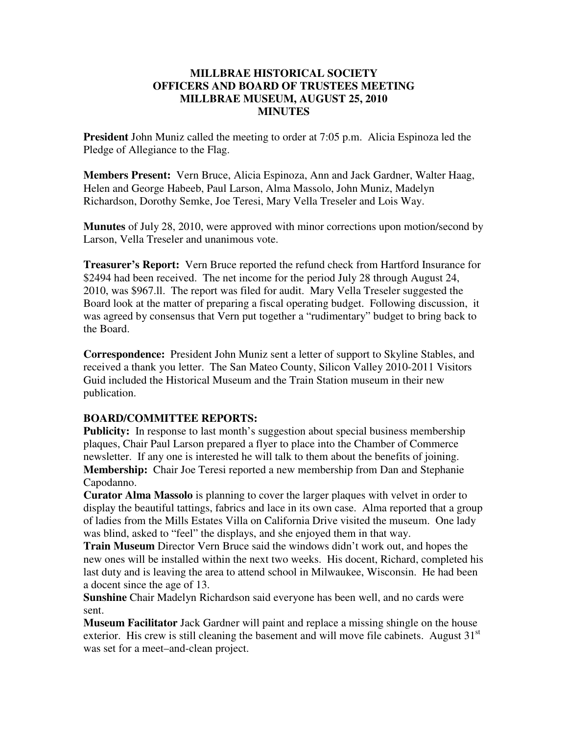**MILLBRAE HISTORICAL SOCIETY**
**OFFICERS AND BOARD OF TRUSTEES MEETING**
**MILLBRAE MUSEUM, AUGUST 25, 2010**
**MINUTES**

**President** John Muniz called the meeting to order at 7:05 p.m. Alicia Espinoza led the Pledge of Allegiance to the Flag.

**Members Present:** Vern Bruce, Alicia Espinoza, Ann and Jack Gardner, Walter Haag, Helen and George Habeeb, Paul Larson, Alma Massolo, John Muniz, Madelyn Richardson, Dorothy Semke, Joe Teresi, Mary Vella Treseler and Lois Way.

**Munutes** of July 28, 2010, were approved with minor corrections upon motion/second by Larson, Vella Treseler and unanimous vote.

**Treasurer's Report:** Vern Bruce reported the refund check from Hartford Insurance for $2494 had been received. The net income for the period July 28 through August 24, 2010, was $967.ll. The report was filed for audit. Mary Vella Treseler suggested the Board look at the matter of preparing a fiscal operating budget. Following discussion, it was agreed by consensus that Vern put together a "rudimentary" budget to bring back to the Board.

**Correspondence:** President John Muniz sent a letter of support to Skyline Stables, and received a thank you letter. The San Mateo County, Silicon Valley 2010-2011 Visitors Guid included the Historical Museum and the Train Station museum in their new publication.

**BOARD/COMMITTEE REPORTS:**

**Publicity:** In response to last month's suggestion about special business membership plaques, Chair Paul Larson prepared a flyer to place into the Chamber of Commerce newsletter. If any one is interested he will talk to them about the benefits of joining.

**Membership:** Chair Joe Teresi reported a new membership from Dan and Stephanie Capodanno.

**Curator Alma Massolo** is planning to cover the larger plaques with velvet in order to display the beautiful tattings, fabrics and lace in its own case. Alma reported that a group of ladies from the Mills Estates Villa on California Drive visited the museum. One lady was blind, asked to "feel" the displays, and she enjoyed them in that way.

**Train Museum** Director Vern Bruce said the windows didn't work out, and hopes the new ones will be installed within the next two weeks. His docent, Richard, completed his last duty and is leaving the area to attend school in Milwaukee, Wisconsin. He had been a docent since the age of 13.

**Sunshine** Chair Madelyn Richardson said everyone has been well, and no cards were sent.

**Museum Facilitator** Jack Gardner will paint and replace a missing shingle on the house exterior. His crew is still cleaning the basement and will move file cabinets. August 31st was set for a meet–and-clean project.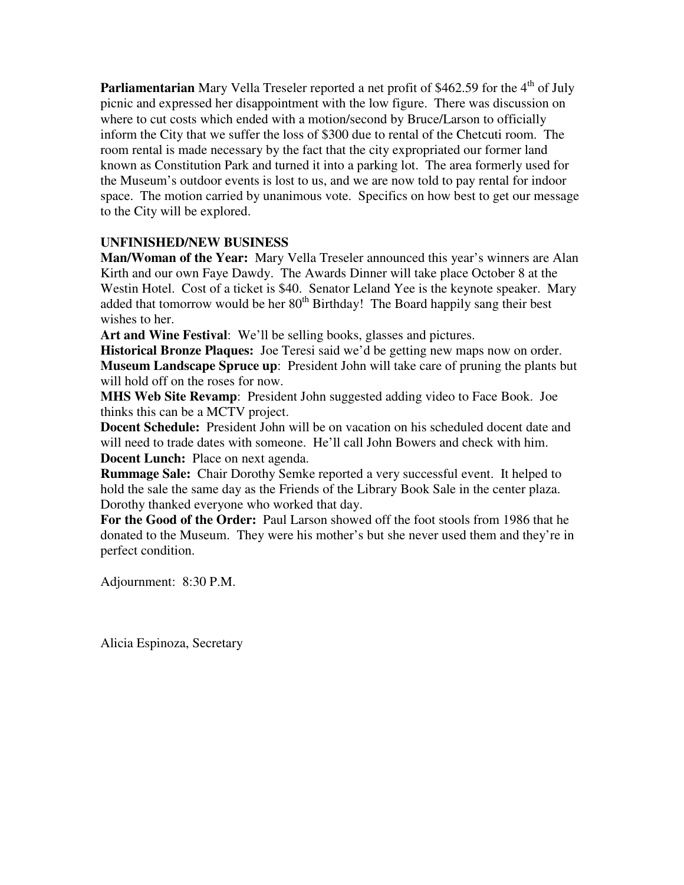**Parliamentarian** Mary Vella Treseler reported a net profit of $462.59 for the 4th of July picnic and expressed her disappointment with the low figure. There was discussion on where to cut costs which ended with a motion/second by Bruce/Larson to officially inform the City that we suffer the loss of $300 due to rental of the Chetcuti room. The room rental is made necessary by the fact that the city expropriated our former land known as Constitution Park and turned it into a parking lot. The area formerly used for the Museum's outdoor events is lost to us, and we are now told to pay rental for indoor space. The motion carried by unanimous vote. Specifics on how best to get our message to the City will be explored.

**UNFINISHED/NEW BUSINESS**

**Man/Woman of the Year:** Mary Vella Treseler announced this year's winners are Alan Kirth and our own Faye Dawdy. The Awards Dinner will take place October 8 at the Westin Hotel. Cost of a ticket is $40. Senator Leland Yee is the keynote speaker. Mary added that tomorrow would be her 80th Birthday! The Board happily sang their best wishes to her.

**Art and Wine Festival**: We'll be selling books, glasses and pictures.

**Historical Bronze Plaques:** Joe Teresi said we'd be getting new maps now on order.

**Museum Landscape Spruce up**: President John will take care of pruning the plants but will hold off on the roses for now.

**MHS Web Site Revamp**: President John suggested adding video to Face Book. Joe thinks this can be a MCTV project.

**Docent Schedule:** President John will be on vacation on his scheduled docent date and will need to trade dates with someone. He'll call John Bowers and check with him.

**Docent Lunch:** Place on next agenda.

**Rummage Sale:** Chair Dorothy Semke reported a very successful event. It helped to hold the sale the same day as the Friends of the Library Book Sale in the center plaza. Dorothy thanked everyone who worked that day.

**For the Good of the Order:** Paul Larson showed off the foot stools from 1986 that he donated to the Museum. They were his mother's but she never used them and they're in perfect condition.

Adjournment: 8:30 P.M.

Alicia Espinoza, Secretary